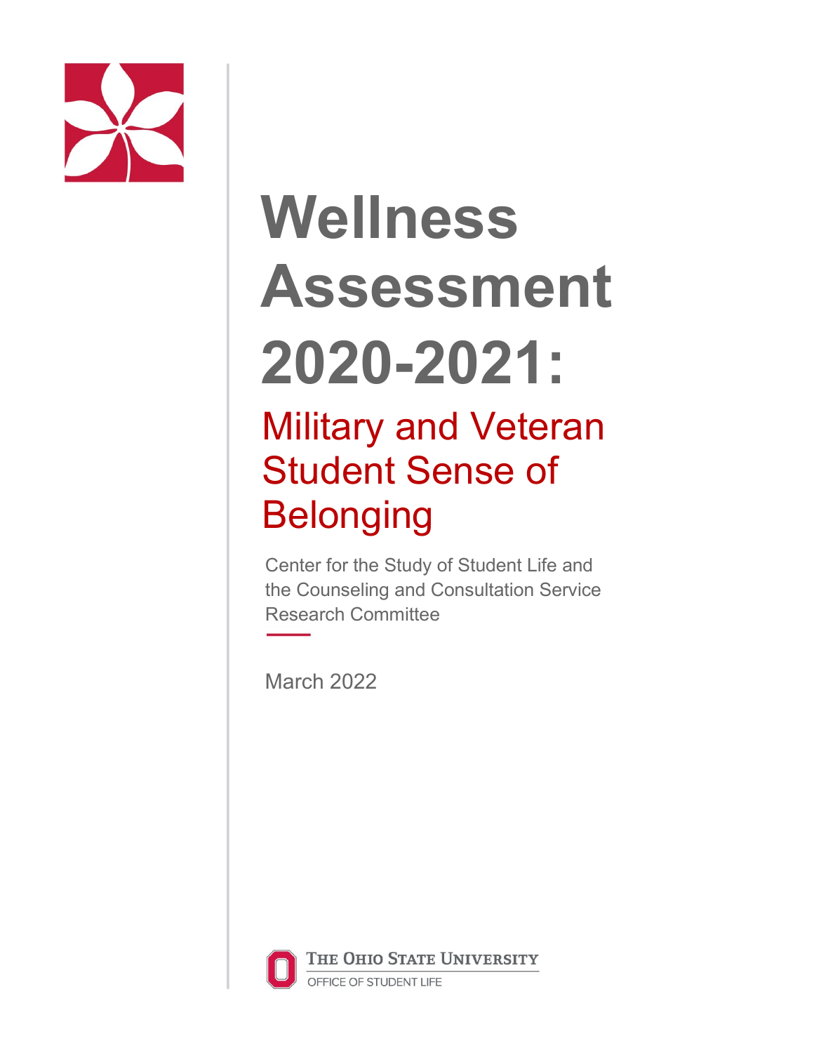# Wellness Assessment 2020-2021:

## Military and Veteran Student Sense of Belonging

Center for the Study of Student Life and the Counseling and Consultation Service Research Committee

March 2022

The Ohio State University

Office of Student Life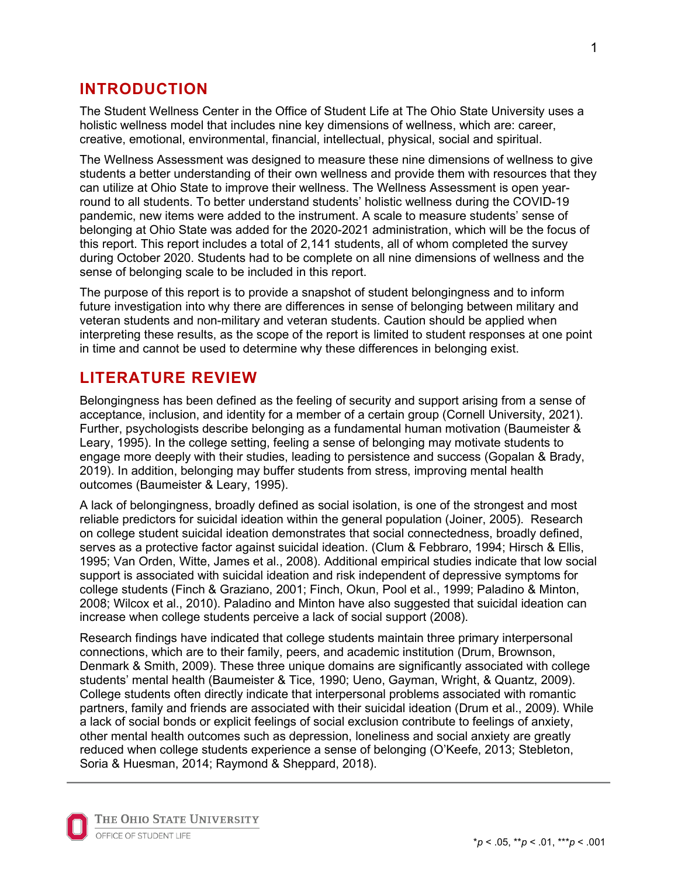## INTRODUCTION

The Student Wellness Center in the Office of Student Life at The Ohio State University uses a holistic wellness model that includes nine key dimensions of wellness, which are: career, creative, emotional, environmental, financial, intellectual, physical, social and spiritual.

The Wellness Assessment was designed to measure these nine dimensions of wellness to give students a better understanding of their own wellness and provide them with resources that they can utilize at Ohio State to improve their wellness. The Wellness Assessment is open year-round to all students. To better understand students' holistic wellness during the COVID-19 pandemic, new items were added to the instrument. A scale to measure students' sense of belonging at Ohio State was added for the 2020-2021 administration, which will be the focus of this report. This report includes a total of 2,141 students, all of whom completed the survey during October 2020. Students had to be complete on all nine dimensions of wellness and the sense of belonging scale to be included in this report.

The purpose of this report is to provide a snapshot of student belongingness and to inform future investigation into why there are differences in sense of belonging between military and veteran students and non-military and veteran students. Caution should be applied when interpreting these results, as the scope of the report is limited to student responses at one point in time and cannot be used to determine why these differences in belonging exist.

## LITERATURE REVIEW

Belongingness has been defined as the feeling of security and support arising from a sense of acceptance, inclusion, and identity for a member of a certain group (Cornell University, 2021). Further, psychologists describe belonging as a fundamental human motivation (Baumeister & Leary, 1995). In the college setting, feeling a sense of belonging may motivate students to engage more deeply with their studies, leading to persistence and success (Gopalan & Brady, 2019). In addition, belonging may buffer students from stress, improving mental health outcomes (Baumeister & Leary, 1995).

A lack of belongingness, broadly defined as social isolation, is one of the strongest and most reliable predictors for suicidal ideation within the general population (Joiner, 2005). Research on college student suicidal ideation demonstrates that social connectedness, broadly defined, serves as a protective factor against suicidal ideation. (Clum & Febbraro, 1994; Hirsch & Ellis, 1995; Van Orden, Witte, James et al., 2008). Additional empirical studies indicate that low social support is associated with suicidal ideation and risk independent of depressive symptoms for college students (Finch & Graziano, 2001; Finch, Okun, Pool et al., 1999; Paladino & Minton, 2008; Wilcox et al., 2010). Paladino and Minton have also suggested that suicidal ideation can increase when college students perceive a lack of social support (2008).

Research findings have indicated that college students maintain three primary interpersonal connections, which are to their family, peers, and academic institution (Drum, Brownson, Denmark & Smith, 2009). These three unique domains are significantly associated with college students' mental health (Baumeister & Tice, 1990; Ueno, Gayman, Wright, & Quantz, 2009). College students often directly indicate that interpersonal problems associated with romantic partners, family and friends are associated with their suicidal ideation (Drum et al., 2009). While a lack of social bonds or explicit feelings of social exclusion contribute to feelings of anxiety, other mental health outcomes such as depression, loneliness and social anxiety are greatly reduced when college students experience a sense of belonging (O'Keefe, 2013; Stebleton, Soria & Huesman, 2014; Raymond & Sheppard, 2018).

*$p < .05$, **$p < .01$, ***$p < .001$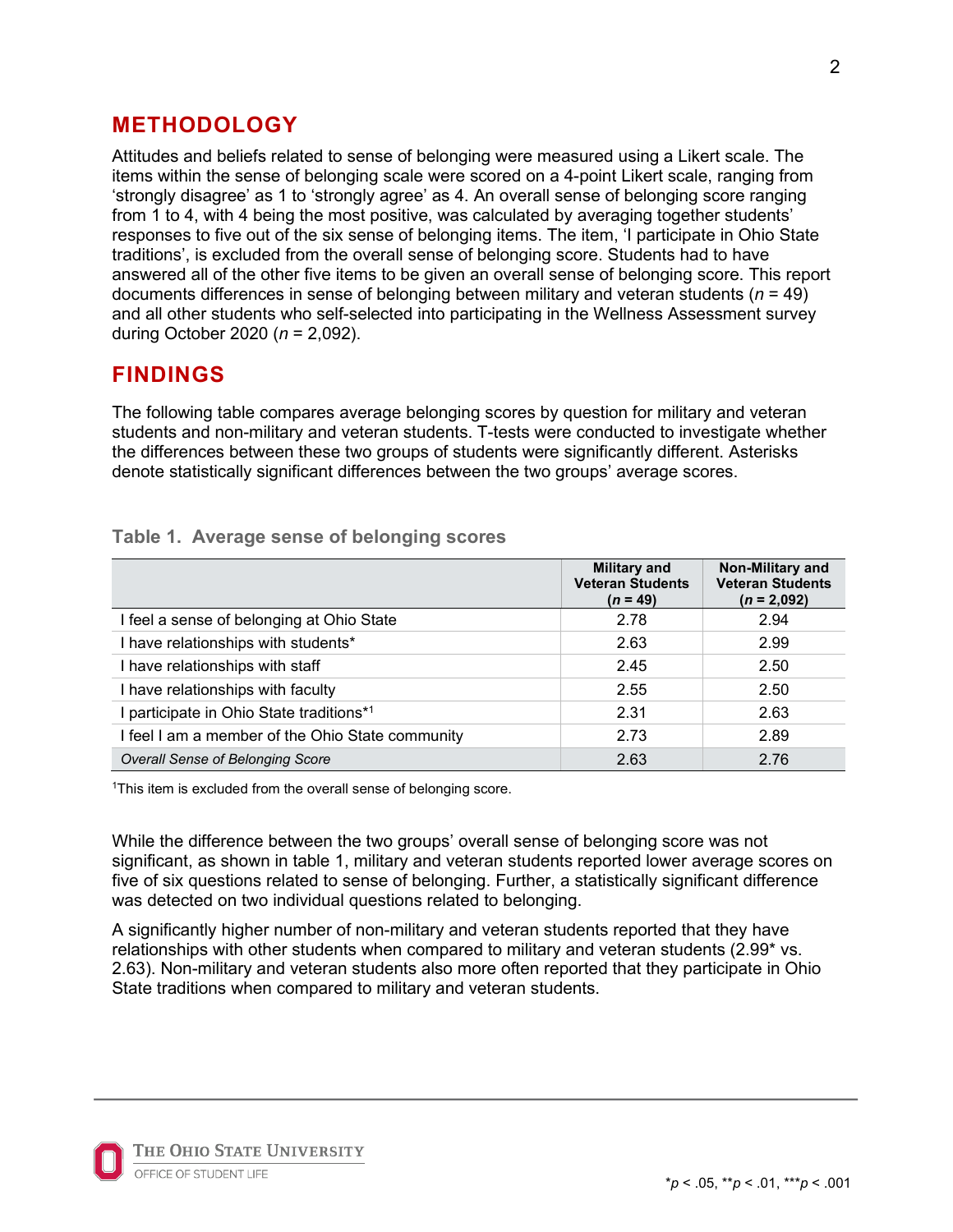## METHODOLOGY

Attitudes and beliefs related to sense of belonging were measured using a Likert scale. The items within the sense of belonging scale were scored on a 4-point Likert scale, ranging from 'strongly disagree' as 1 to 'strongly agree' as 4. An overall sense of belonging score ranging from 1 to 4, with 4 being the most positive, was calculated by averaging together students' responses to five out of the six sense of belonging items. The item, 'I participate in Ohio State traditions', is excluded from the overall sense of belonging score. Students had to have answered all of the other five items to be given an overall sense of belonging score. This report documents differences in sense of belonging between military and veteran students ($n$ = 49) and all other students who self-selected into participating in the Wellness Assessment survey during October 2020 ($n$ = 2,092).

## FINDINGS

The following table compares average belonging scores by question for military and veteran students and non-military and veteran students. T-tests were conducted to investigate whether the differences between these two groups of students were significantly different. Asterisks denote statistically significant differences between the two groups' average scores.

**Table 1. Average sense of belonging scores**

| | Military and Veteran Students ($n$ = 49) | Non-Military and Veteran Students ($n$ = 2,092) |
|---|---|---|
| I feel a sense of belonging at Ohio State | 2.78 | 2.94 |
| I have relationships with students* | 2.63 | 2.99 |
| I have relationships with staff | 2.45 | 2.50 |
| I have relationships with faculty | 2.55 | 2.50 |
| I participate in Ohio State traditions*[1] | 2.31 | 2.63 |
| I feel I am a member of the Ohio State community | 2.73 | 2.89 |
| *Overall Sense of Belonging Score* | 2.63 | 2.76 |

[1]This item is excluded from the overall sense of belonging score.

While the difference between the two groups' overall sense of belonging score was not significant, as shown in table 1, military and veteran students reported lower average scores on five of six questions related to sense of belonging. Further, a statistically significant difference was detected on two individual questions related to belonging.

A significantly higher number of non-military and veteran students reported that they have relationships with other students when compared to military and veteran students (2.99* vs. 2.63). Non-military and veteran students also more often reported that they participate in Ohio State traditions when compared to military and veteran students.

*$p < .05$, **$p < .01$, ***$p < .001$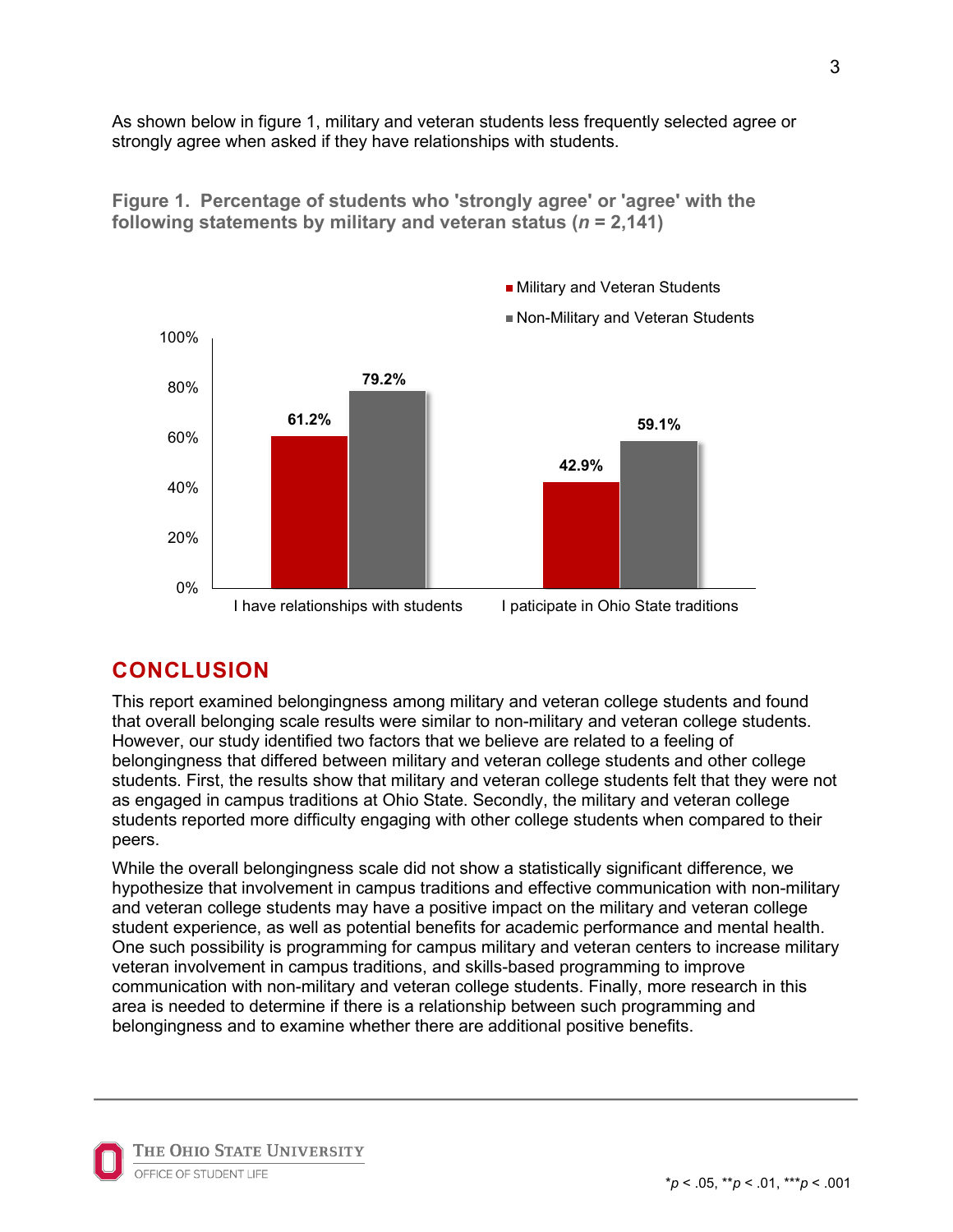As shown below in figure 1, military and veteran students less frequently selected agree or strongly agree when asked if they have relationships with students.

**Figure 1. Percentage of students who 'strongly agree' or 'agree' with the following statements by military and veteran status (*n* = 2,141)**

| | Military and Veteran Students | Non-Military and Veteran Students |
|---|---|---|
| I have relationships with students | 61.2% | 79.2% |
| I paticipate in Ohio State traditions | 42.9% | 59.1% |

## CONCLUSION

This report examined belongingness among military and veteran college students and found that overall belonging scale results were similar to non-military and veteran college students. However, our study identified two factors that we believe are related to a feeling of belongingness that differed between military and veteran college students and other college students. First, the results show that military and veteran college students felt that they were not as engaged in campus traditions at Ohio State. Secondly, the military and veteran college students reported more difficulty engaging with other college students when compared to their peers.

While the overall belongingness scale did not show a statistically significant difference, we hypothesize that involvement in campus traditions and effective communication with non-military and veteran college students may have a positive impact on the military and veteran college student experience, as well as potential benefits for academic performance and mental health. One such possibility is programming for campus military and veteran centers to increase military veteran involvement in campus traditions, and skills-based programming to improve communication with non-military and veteran college students. Finally, more research in this area is needed to determine if there is a relationship between such programming and belongingness and to examine whether there are additional positive benefits.

*$p < .05$, **$p < .01$, ***$p < .001$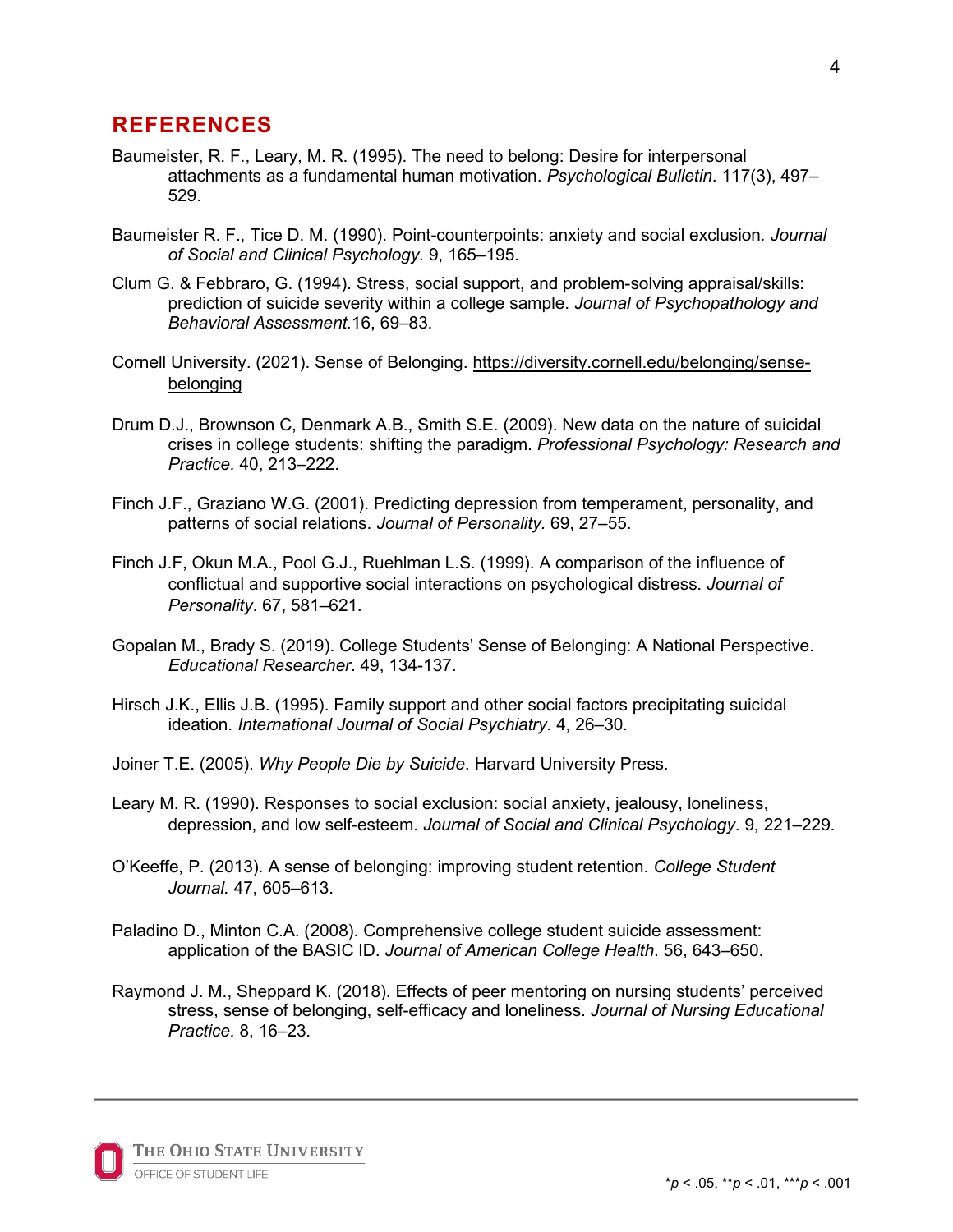## REFERENCES

Baumeister, R. F., Leary, M. R. (1995). The need to belong: Desire for interpersonal attachments as a fundamental human motivation. *Psychological Bulletin*. 117(3), 497–529.

Baumeister R. F., Tice D. M. (1990). Point-counterpoints: anxiety and social exclusion. *Journal of Social and Clinical Psychology*. 9, 165–195.

Clum G. & Febbraro, G. (1994). Stress, social support, and problem-solving appraisal/skills: prediction of suicide severity within a college sample. *Journal of Psychopathology and Behavioral Assessment.*16, 69–83.

Cornell University. (2021). Sense of Belonging. https://diversity.cornell.edu/belonging/sense-belonging

Drum D.J., Brownson C, Denmark A.B., Smith S.E. (2009). New data on the nature of suicidal crises in college students: shifting the paradigm. *Professional Psychology: Research and Practice*. 40, 213–222.

Finch J.F., Graziano W.G. (2001). Predicting depression from temperament, personality, and patterns of social relations. *Journal of Personality.* 69, 27–55.

Finch J.F, Okun M.A., Pool G.J., Ruehlman L.S. (1999). A comparison of the influence of conflictual and supportive social interactions on psychological distress. *Journal of Personality*. 67, 581–621.

Gopalan M., Brady S. (2019). College Students' Sense of Belonging: A National Perspective. *Educational Researcher*. 49, 134-137.

Hirsch J.K., Ellis J.B. (1995). Family support and other social factors precipitating suicidal ideation. *International Journal of Social Psychiatry*. 4, 26–30.

Joiner T.E. (2005). *Why People Die by Suicide*. Harvard University Press.

Leary M. R. (1990). Responses to social exclusion: social anxiety, jealousy, loneliness, depression, and low self-esteem. *Journal of Social and Clinical Psychology*. 9, 221–229.

O'Keeffe, P. (2013). A sense of belonging: improving student retention. *College Student Journal.* 47, 605–613.

Paladino D., Minton C.A. (2008). Comprehensive college student suicide assessment: application of the BASIC ID. *Journal of American College Health*. 56, 643–650.

Raymond J. M., Sheppard K. (2018). Effects of peer mentoring on nursing students' perceived stress, sense of belonging, self-efficacy and loneliness. *Journal of Nursing Educational Practice.* 8, 16–23.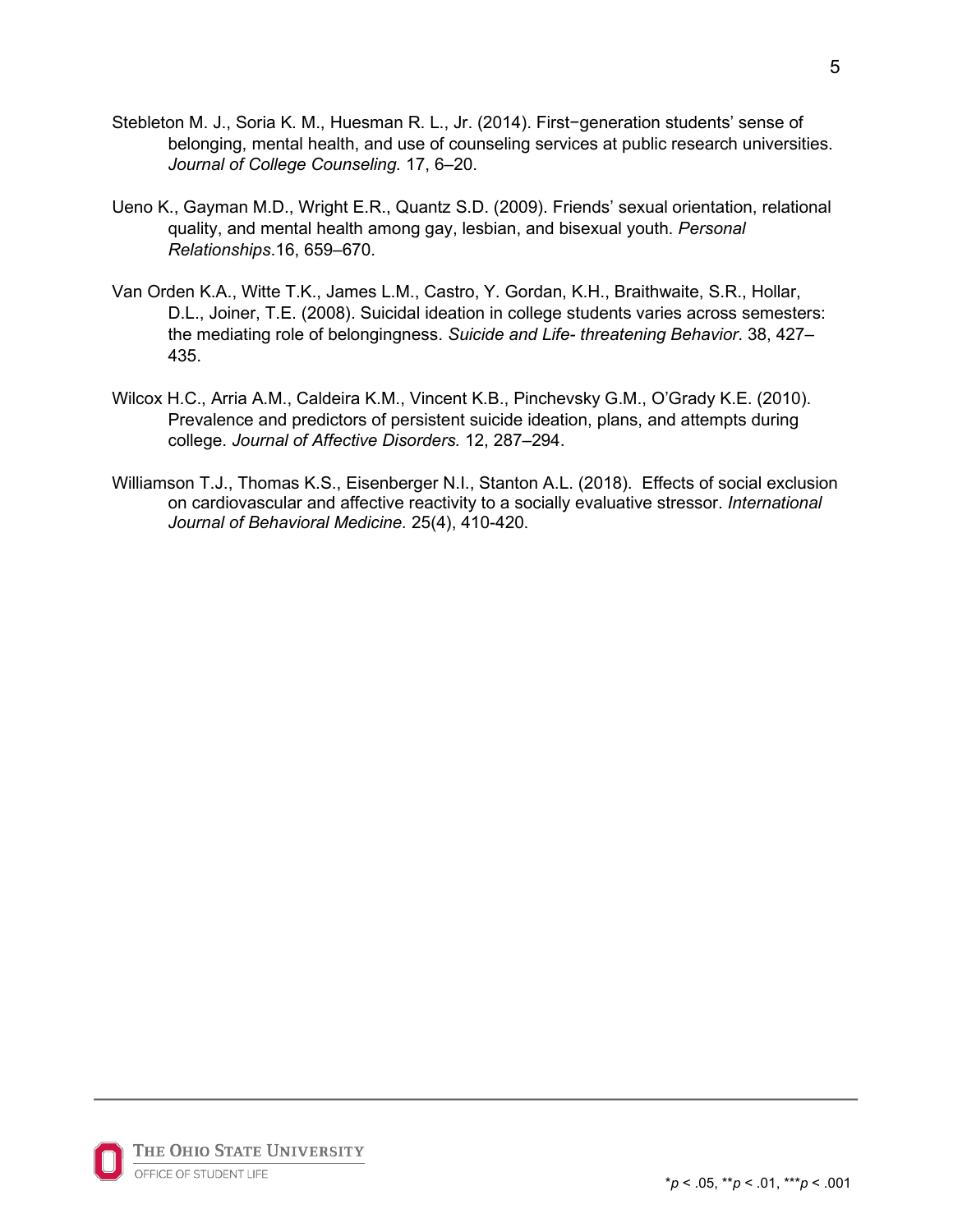Stebleton M. J., Soria K. M., Huesman R. L., Jr. (2014). First−generation students' sense of belonging, mental health, and use of counseling services at public research universities. *Journal of College Counseling.* 17, 6–20.

Ueno K., Gayman M.D., Wright E.R., Quantz S.D. (2009). Friends' sexual orientation, relational quality, and mental health among gay, lesbian, and bisexual youth. *Personal Relationships*.16, 659–670.

Van Orden K.A., Witte T.K., James L.M., Castro, Y. Gordan, K.H., Braithwaite, S.R., Hollar, D.L., Joiner, T.E. (2008). Suicidal ideation in college students varies across semesters: the mediating role of belongingness. *Suicide and Life- threatening Behavior*. 38, 427–435.

Wilcox H.C., Arria A.M., Caldeira K.M., Vincent K.B., Pinchevsky G.M., O'Grady K.E. (2010). Prevalence and predictors of persistent suicide ideation, plans, and attempts during college. *Journal of Affective Disorders.* 12, 287–294.

Williamson T.J., Thomas K.S., Eisenberger N.I., Stanton A.L. (2018). Effects of social exclusion on cardiovascular and affective reactivity to a socially evaluative stressor. *International Journal of Behavioral Medicine.* 25(4), 410-420.